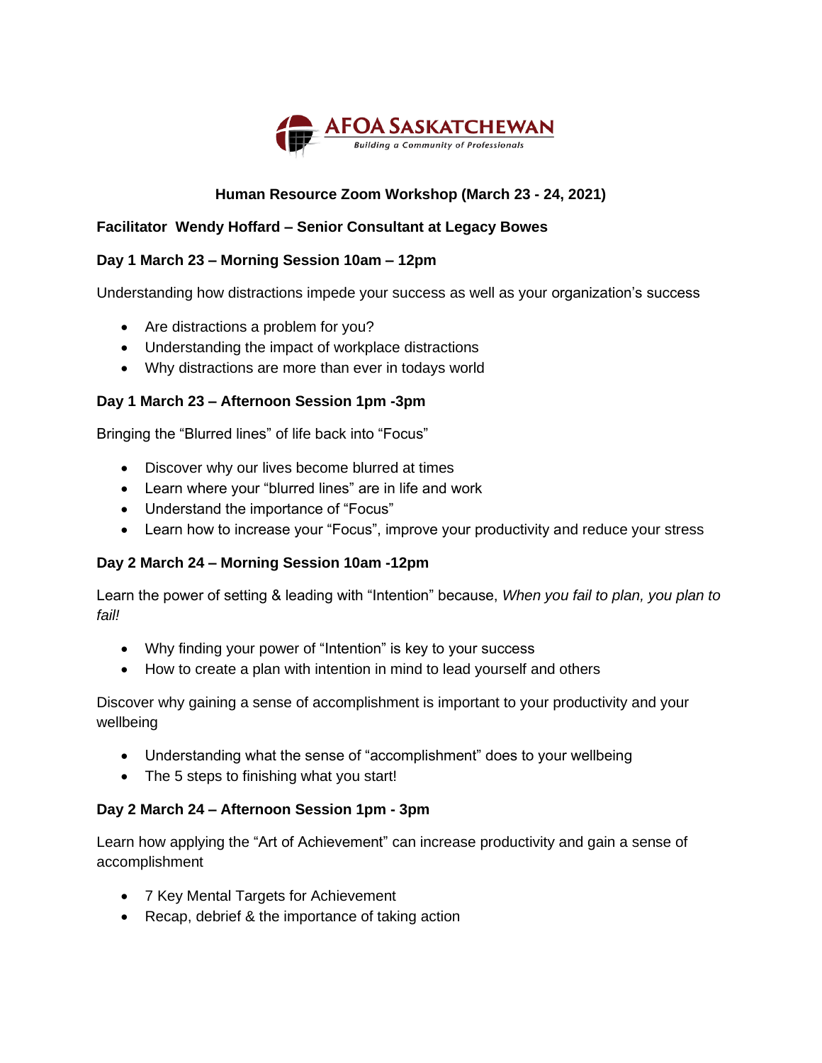AFOA SASKATCHEWAN

Building a Community of Professionals

## Human Resource Zoom Workshop (March 23 - 24, 2021)

**Facilitator Wendy Hoffard – Senior Consultant at Legacy Bowes**

### Day 1 March 23 – Morning Session 10am – 12pm

Understanding how distractions impede your success as well as your organization's success

- Are distractions a problem for you?
- Understanding the impact of workplace distractions
- Why distractions are more than ever in todays world

### Day 1 March 23 – Afternoon Session 1pm -3pm

Bringing the "Blurred lines" of life back into "Focus"

- Discover why our lives become blurred at times
- Learn where your "blurred lines" are in life and work
- Understand the importance of "Focus"
- Learn how to increase your "Focus", improve your productivity and reduce your stress

### Day 2 March 24 – Morning Session 10am -12pm

Learn the power of setting & leading with "Intention" because, *When you fail to plan, you plan to fail!*

- Why finding your power of "Intention" is key to your success
- How to create a plan with intention in mind to lead yourself and others

Discover why gaining a sense of accomplishment is important to your productivity and your wellbeing

- Understanding what the sense of "accomplishment" does to your wellbeing
- The 5 steps to finishing what you start!

### Day 2 March 24 – Afternoon Session 1pm - 3pm

Learn how applying the "Art of Achievement" can increase productivity and gain a sense of accomplishment

- 7 Key Mental Targets for Achievement
- Recap, debrief & the importance of taking action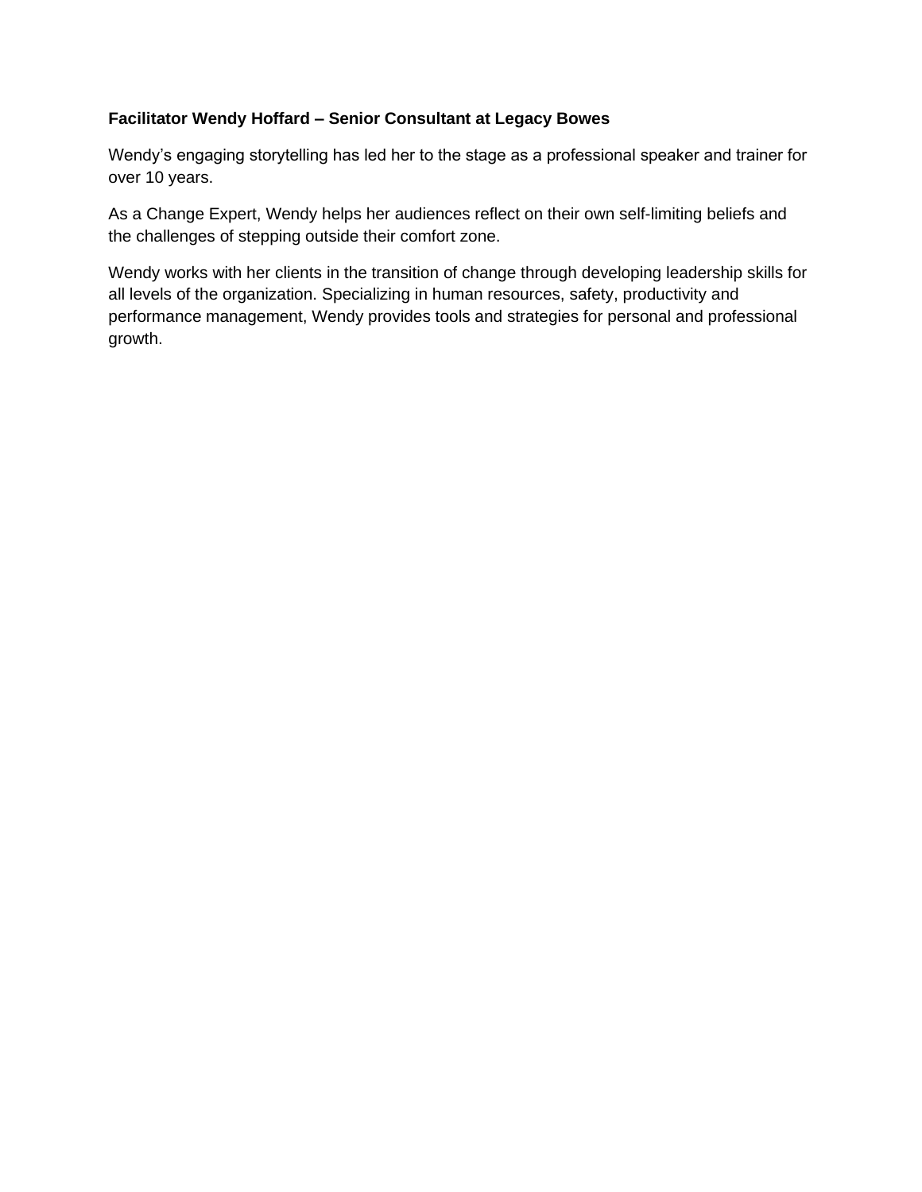**Facilitator Wendy Hoffard – Senior Consultant at Legacy Bowes**

Wendy's engaging storytelling has led her to the stage as a professional speaker and trainer for over 10 years.

As a Change Expert, Wendy helps her audiences reflect on their own self-limiting beliefs and the challenges of stepping outside their comfort zone.

Wendy works with her clients in the transition of change through developing leadership skills for all levels of the organization. Specializing in human resources, safety, productivity and performance management, Wendy provides tools and strategies for personal and professional growth.